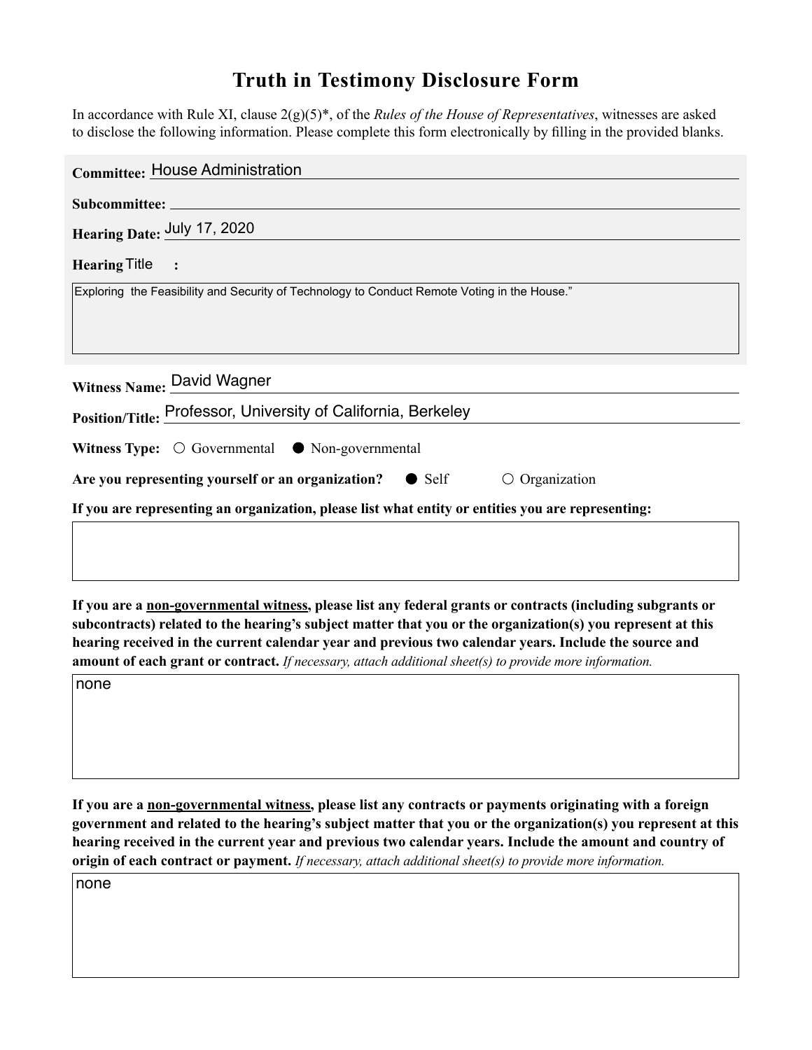# Truth in Testimony Disclosure Form

In accordance with Rule XI, clause 2(g)(5)*, of the *Rules of the House of Representatives*, witnesses are asked to disclose the following information. Please complete this form electronically by filling in the provided blanks.

**Committee:** House Administration

**Subcommittee:**

**Hearing Date:** July 17, 2020

**Hearing Title:**

Exploring the Feasibility and Security of Technology to Conduct Remote Voting in the House."

**Witness Name:** David Wagner

**Position/Title:** Professor, University of California, Berkeley

**Witness Type:** ○ Governmental ● Non-governmental

**Are you representing yourself or an organization?** ● Self ○ Organization

**If you are representing an organization, please list what entity or entities you are representing:**

**If you are a non-governmental witness, please list any federal grants or contracts (including subgrants or subcontracts) related to the hearing's subject matter that you or the organization(s) you represent at this hearing received in the current calendar year and previous two calendar years. Include the source and amount of each grant or contract.** *If necessary, attach additional sheet(s) to provide more information.*

none

**If you are a non-governmental witness, please list any contracts or payments originating with a foreign government and related to the hearing's subject matter that you or the organization(s) you represent at this hearing received in the current year and previous two calendar years. Include the amount and country of origin of each contract or payment.** *If necessary, attach additional sheet(s) to provide more information.*

none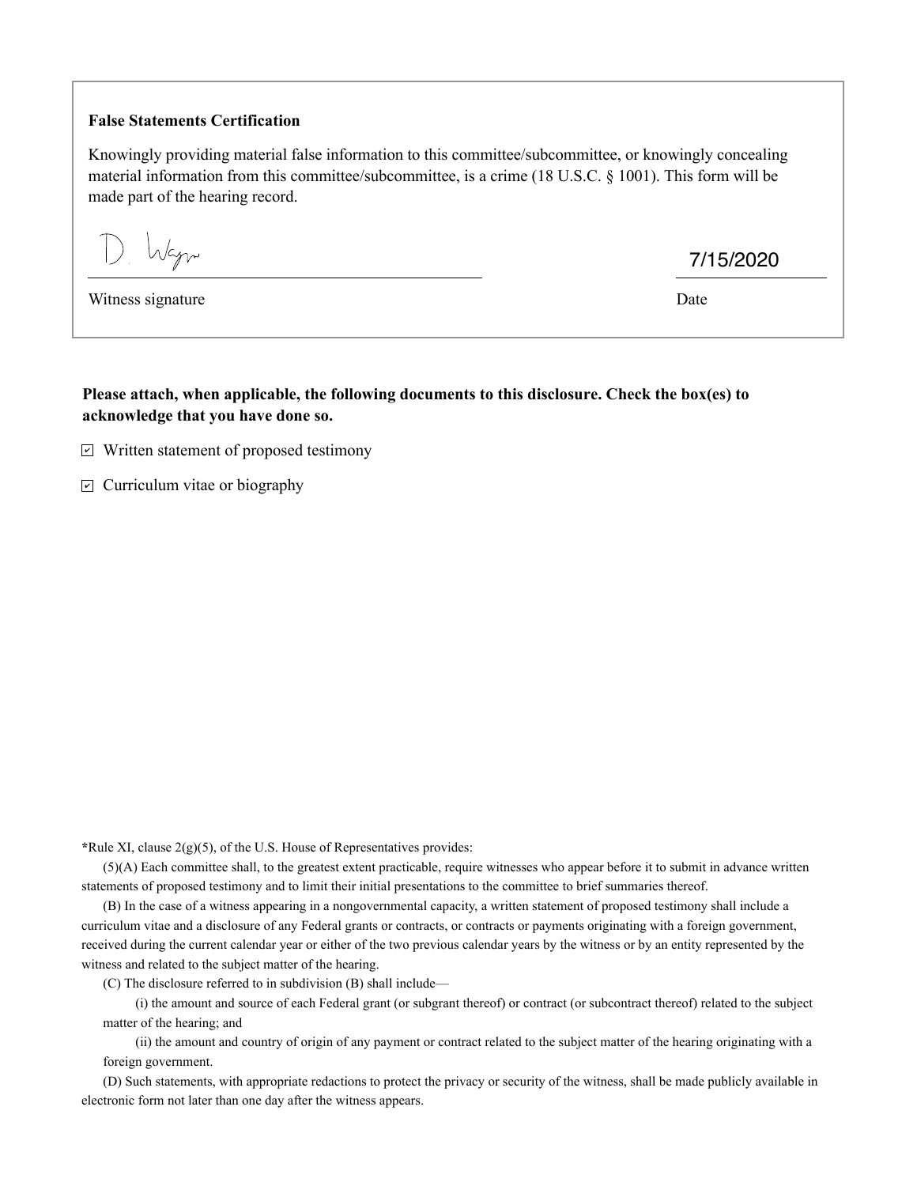**False Statements Certification**

Knowingly providing material false information to this committee/subcommittee, or knowingly concealing material information from this committee/subcommittee, is a crime (18 U.S.C. § 1001). This form will be made part of the hearing record.

D. Wagner

Witness signature

7/15/2020

Date

**Please attach, when applicable, the following documents to this disclosure. Check the box(es) to acknowledge that you have done so.**

- [x] Written statement of proposed testimony
- [x] Curriculum vitae or biography

***Rule XI, clause 2(g)(5), of the U.S. House of Representatives provides:**

(5)(A) Each committee shall, to the greatest extent practicable, require witnesses who appear before it to submit in advance written statements of proposed testimony and to limit their initial presentations to the committee to brief summaries thereof.

(B) In the case of a witness appearing in a nongovernmental capacity, a written statement of proposed testimony shall include a curriculum vitae and a disclosure of any Federal grants or contracts, or contracts or payments originating with a foreign government, received during the current calendar year or either of the two previous calendar years by the witness or by an entity represented by the witness and related to the subject matter of the hearing.

(C) The disclosure referred to in subdivision (B) shall include—

(i) the amount and source of each Federal grant (or subgrant thereof) or contract (or subcontract thereof) related to the subject matter of the hearing; and

(ii) the amount and country of origin of any payment or contract related to the subject matter of the hearing originating with a foreign government.

(D) Such statements, with appropriate redactions to protect the privacy or security of the witness, shall be made publicly available in electronic form not later than one day after the witness appears.